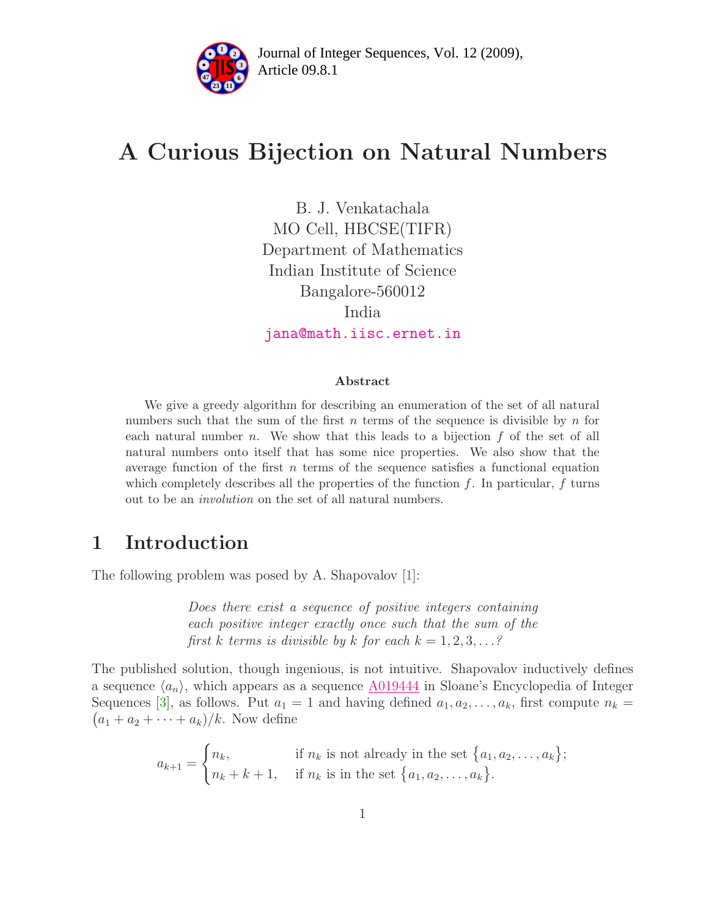# A Curious Bijection on Natural Numbers

B. J. Venkatachala  
MO Cell, HBCSE(TIFR)  
Department of Mathematics  
Indian Institute of Science  
Bangalore-560012  
India  
jana@math.iisc.ernet.in

### Abstract

We give a greedy algorithm for describing an enumeration of the set of all natural numbers such that the sum of the first $n$ terms of the sequence is divisible by $n$ for each natural number $n$. We show that this leads to a bijection $f$ of the set of all natural numbers onto itself that has some nice properties. We also show that the average function of the first $n$ terms of the sequence satisfies a functional equation which completely describes all the properties of the function $f$. In particular, $f$ turns out to be an *involution* on the set of all natural numbers.

## 1 Introduction

The following problem was posed by A. Shapovalov [1]:

> *Does there exist a sequence of positive integers containing each positive integer exactly once such that the sum of the first $k$ terms is divisible by $k$ for each $k = 1, 2, 3, \ldots$?*

The published solution, though ingenious, is not intuitive. Shapovalov inductively defines a sequence $\langle a_n \rangle$, which appears as a sequence A019444 in Sloane's Encyclopedia of Integer Sequences [3], as follows. Put $a_1 = 1$ and having defined $a_1, a_2, \ldots, a_k$, first compute $n_k = (a_1 + a_2 + \cdots + a_k)/k$. Now define

$$a_{k+1} = \begin{cases} n_k, & \text{if } n_k \text{ is not already in the set } \{a_1, a_2, \ldots, a_k\}; \\ n_k + k + 1, & \text{if } n_k \text{ is in the set } \{a_1, a_2, \ldots, a_k\}. \end{cases}$$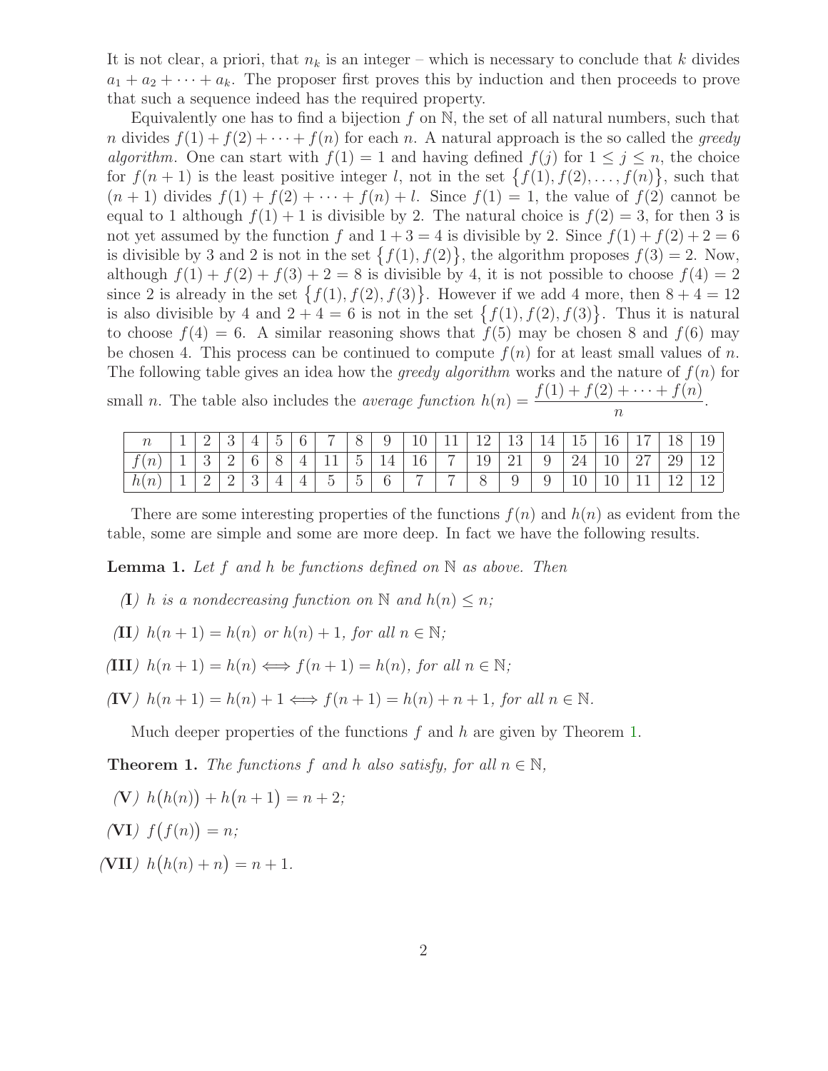It is not clear, a priori, that $n_k$ is an integer – which is necessary to conclude that $k$ divides $a_1 + a_2 + \cdots + a_k$. The proposer first proves this by induction and then proceeds to prove that such a sequence indeed has the required property.

Equivalently one has to find a bijection $f$ on $\mathbb{N}$, the set of all natural numbers, such that $n$ divides $f(1) + f(2) + \cdots + f(n)$ for each $n$. A natural approach is the so called the *greedy algorithm*. One can start with $f(1) = 1$ and having defined $f(j)$ for $1 \leq j \leq n$, the choice for $f(n+1)$ is the least positive integer $l$, not in the set $\{f(1), f(2), \ldots, f(n)\}$, such that $(n+1)$ divides $f(1) + f(2) + \cdots + f(n) + l$. Since $f(1) = 1$, the value of $f(2)$ cannot be equal to 1 although $f(1) + 1$ is divisible by 2. The natural choice is $f(2) = 3$, for then 3 is not yet assumed by the function $f$ and $1 + 3 = 4$ is divisible by 2. Since $f(1) + f(2) + 2 = 6$ is divisible by 3 and 2 is not in the set $\{f(1), f(2)\}$, the algorithm proposes $f(3) = 2$. Now, although $f(1) + f(2) + f(3) + 2 = 8$ is divisible by 4, it is not possible to choose $f(4) = 2$ since 2 is already in the set $\{f(1), f(2), f(3)\}$. However if we add 4 more, then $8 + 4 = 12$ is also divisible by 4 and $2 + 4 = 6$ is not in the set $\{f(1), f(2), f(3)\}$. Thus it is natural to choose $f(4) = 6$. A similar reasoning shows that $f(5)$ may be chosen 8 and $f(6)$ may be chosen 4. This process can be continued to compute $f(n)$ for at least small values of $n$. The following table gives an idea how the *greedy algorithm* works and the nature of $f(n)$ for small $n$. The table also includes the *average function* $h(n) = \dfrac{f(1) + f(2) + \cdots + f(n)}{n}$.

| $n$ | 1 | 2 | 3 | 4 | 5 | 6 | 7 | 8 | 9 | 10 | 11 | 12 | 13 | 14 | 15 | 16 | 17 | 18 | 19 |
|---|---|---|---|---|---|---|---|---|---|---|---|---|---|---|---|---|---|---|---|
| $f(n)$ | 1 | 3 | 2 | 6 | 8 | 4 | 11 | 5 | 14 | 16 | 7 | 19 | 21 | 9 | 24 | 10 | 27 | 29 | 12 |
| $h(n)$ | 1 | 2 | 2 | 3 | 4 | 4 | 5 | 5 | 6 | 7 | 7 | 8 | 9 | 9 | 10 | 10 | 11 | 12 | 12 |

There are some interesting properties of the functions $f(n)$ and $h(n)$ as evident from the table, some are simple and some are more deep. In fact we have the following results.

**Lemma 1.** *Let $f$ and $h$ be functions defined on $\mathbb{N}$ as above. Then*

**(I)** *$h$ is a nondecreasing function on $\mathbb{N}$ and $h(n) \leq n$;*

**(II)** *$h(n+1) = h(n)$ or $h(n) + 1$, for all $n \in \mathbb{N}$;*

**(III)** *$h(n+1) = h(n) \Longleftrightarrow f(n+1) = h(n)$, for all $n \in \mathbb{N}$;*

**(IV)** *$h(n+1) = h(n) + 1 \Longleftrightarrow f(n+1) = h(n) + n + 1$, for all $n \in \mathbb{N}$.*

Much deeper properties of the functions $f$ and $h$ are given by Theorem 1.

**Theorem 1.** *The functions $f$ and $h$ also satisfy, for all $n \in \mathbb{N}$,*

**(V)** *$h\big(h(n)\big) + h\big(n+1\big) = n + 2$;*

**(VI)** *$f\big(f(n)\big) = n$;*

**(VII)** *$h\big(h(n) + n\big) = n + 1$.*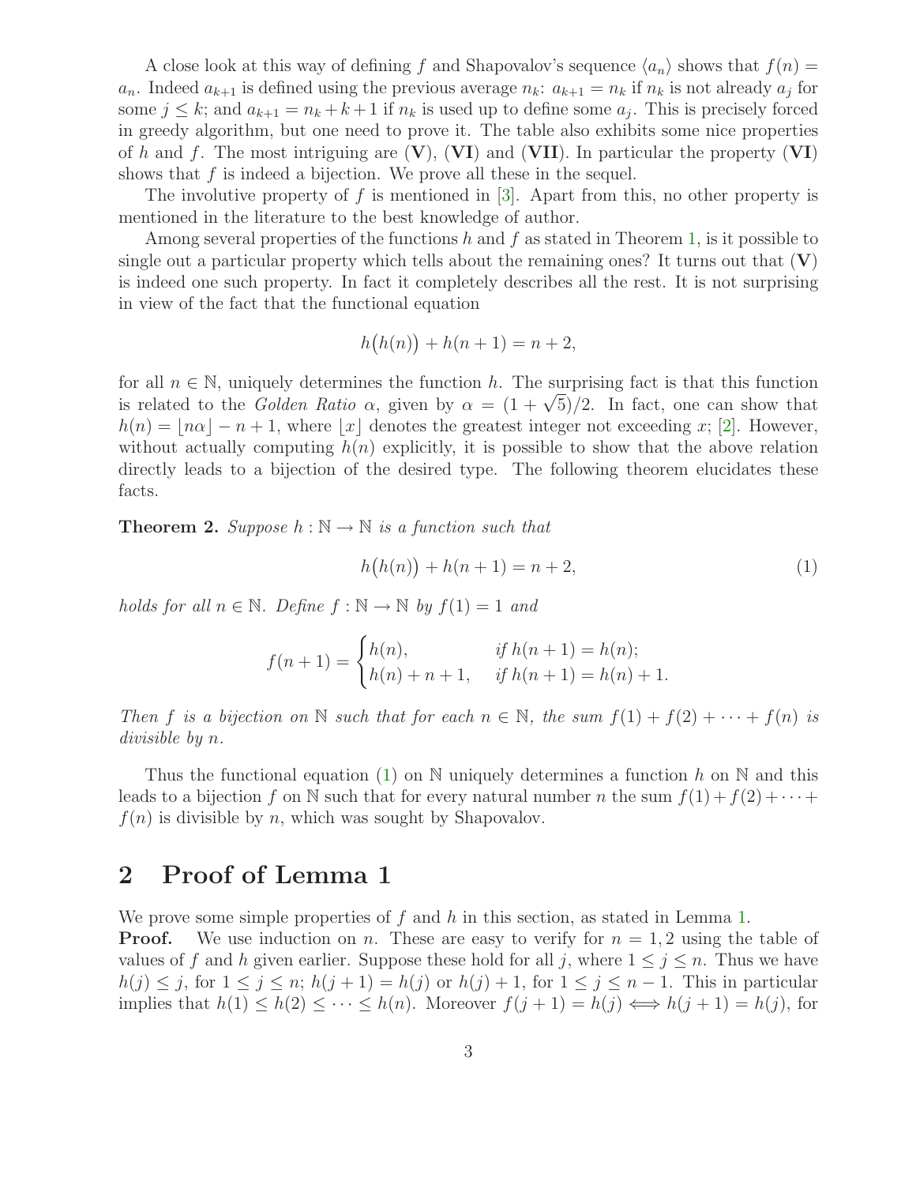A close look at this way of defining $f$ and Shapovalov's sequence $\langle a_n \rangle$ shows that $f(n) = a_n$. Indeed $a_{k+1}$ is defined using the previous average $n_k$: $a_{k+1} = n_k$ if $n_k$ is not already $a_j$ for some $j \leq k$; and $a_{k+1} = n_k + k + 1$ if $n_k$ is used up to define some $a_j$. This is precisely forced in greedy algorithm, but one need to prove it. The table also exhibits some nice properties of $h$ and $f$. The most intriguing are (**V**), (**VI**) and (**VII**). In particular the property (**VI**) shows that $f$ is indeed a bijection. We prove all these in the sequel.

The involutive property of $f$ is mentioned in [3]. Apart from this, no other property is mentioned in the literature to the best knowledge of author.

Among several properties of the functions $h$ and $f$ as stated in Theorem 1, is it possible to single out a particular property which tells about the remaining ones? It turns out that (**V**) is indeed one such property. In fact it completely describes all the rest. It is not surprising in view of the fact that the functional equation

$$h\big(h(n)\big) + h(n+1) = n + 2,$$

for all $n \in \mathbb{N}$, uniquely determines the function $h$. The surprising fact is that this function is related to the *Golden Ratio* $\alpha$, given by $\alpha = (1 + \sqrt{5})/2$. In fact, one can show that $h(n) = \lfloor n\alpha \rfloor - n + 1$, where $\lfloor x \rfloor$ denotes the greatest integer not exceeding $x$; [2]. However, without actually computing $h(n)$ explicitly, it is possible to show that the above relation directly leads to a bijection of the desired type. The following theorem elucidates these facts.

**Theorem 2.** *Suppose $h : \mathbb{N} \to \mathbb{N}$ is a function such that*

$$h\big(h(n)\big) + h(n+1) = n + 2, \tag{1}$$

*holds for all $n \in \mathbb{N}$. Define $f : \mathbb{N} \to \mathbb{N}$ by $f(1) = 1$ and*

$$f(n+1) = \begin{cases} h(n), & \text{if } h(n+1) = h(n); \\ h(n) + n + 1, & \text{if } h(n+1) = h(n) + 1. \end{cases}$$

*Then $f$ is a bijection on $\mathbb{N}$ such that for each $n \in \mathbb{N}$, the sum $f(1) + f(2) + \cdots + f(n)$ is divisible by $n$.*

Thus the functional equation (1) on $\mathbb{N}$ uniquely determines a function $h$ on $\mathbb{N}$ and this leads to a bijection $f$ on $\mathbb{N}$ such that for every natural number $n$ the sum $f(1) + f(2) + \cdots + f(n)$ is divisible by $n$, which was sought by Shapovalov.

## 2 Proof of Lemma 1

We prove some simple properties of $f$ and $h$ in this section, as stated in Lemma 1.

**Proof.** We use induction on $n$. These are easy to verify for $n = 1, 2$ using the table of values of $f$ and $h$ given earlier. Suppose these hold for all $j$, where $1 \leq j \leq n$. Thus we have $h(j) \leq j$, for $1 \leq j \leq n$; $h(j+1) = h(j)$ or $h(j) + 1$, for $1 \leq j \leq n - 1$. This in particular implies that $h(1) \leq h(2) \leq \cdots \leq h(n)$. Moreover $f(j+1) = h(j) \iff h(j+1) = h(j)$, for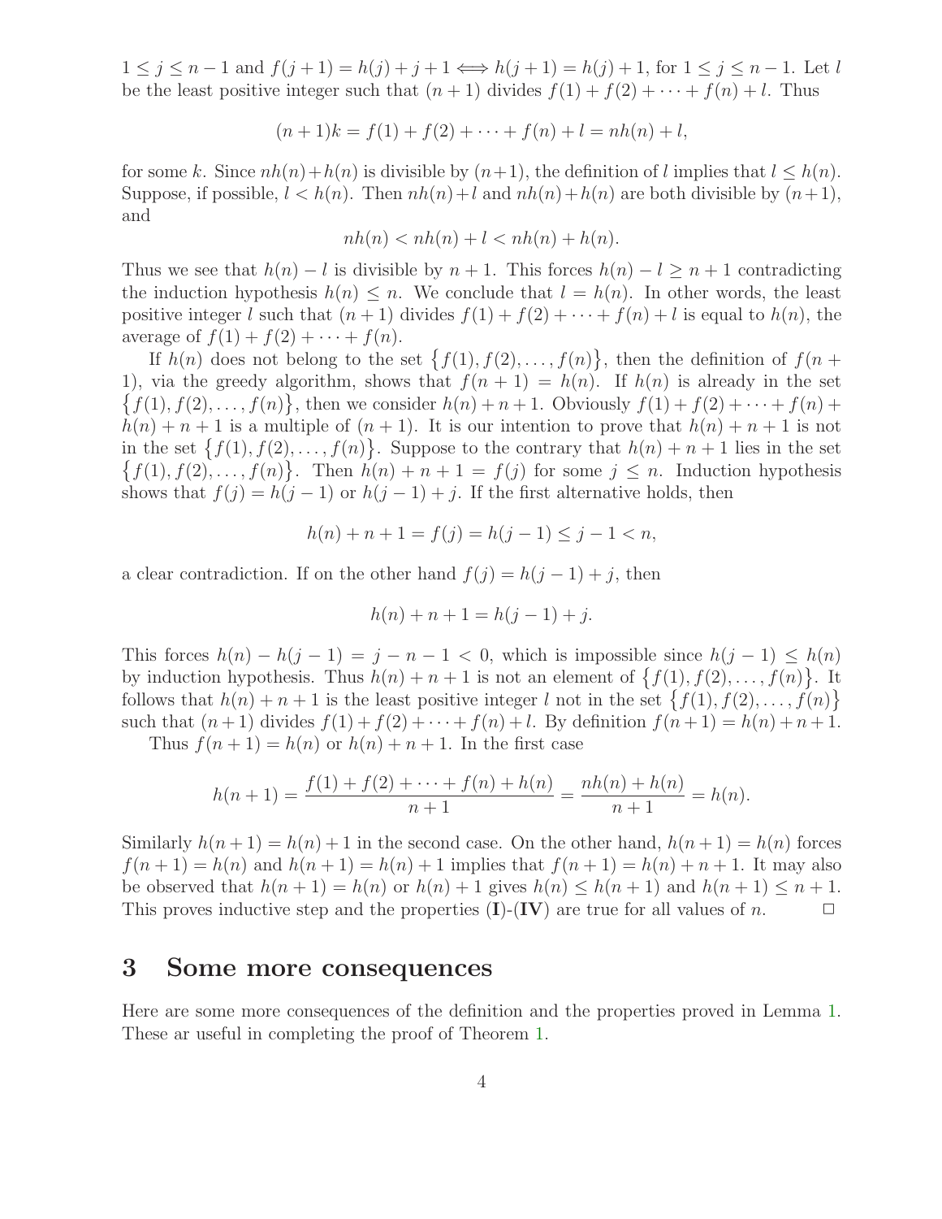$1 \leq j \leq n-1$ and $f(j+1) = h(j) + j + 1 \Longleftrightarrow h(j+1) = h(j) + 1$, for $1 \leq j \leq n-1$. Let $l$ be the least positive integer such that $(n+1)$ divides $f(1) + f(2) + \cdots + f(n) + l$. Thus

$$(n+1)k = f(1) + f(2) + \cdots + f(n) + l = nh(n) + l,$$

for some $k$. Since $nh(n)+h(n)$ is divisible by $(n+1)$, the definition of $l$ implies that $l \leq h(n)$. Suppose, if possible, $l < h(n)$. Then $nh(n)+l$ and $nh(n)+h(n)$ are both divisible by $(n+1)$, and

$$nh(n) < nh(n) + l < nh(n) + h(n).$$

Thus we see that $h(n) - l$ is divisible by $n+1$. This forces $h(n) - l \geq n+1$ contradicting the induction hypothesis $h(n) \leq n$. We conclude that $l = h(n)$. In other words, the least positive integer $l$ such that $(n+1)$ divides $f(1) + f(2) + \cdots + f(n) + l$ is equal to $h(n)$, the average of $f(1) + f(2) + \cdots + f(n)$.

If $h(n)$ does not belong to the set $\{f(1), f(2), \ldots, f(n)\}$, then the definition of $f(n+1)$, via the greedy algorithm, shows that $f(n+1) = h(n)$. If $h(n)$ is already in the set $\{f(1), f(2), \ldots, f(n)\}$, then we consider $h(n)+n+1$. Obviously $f(1)+f(2)+\cdots+f(n)+h(n)+n+1$ is a multiple of $(n+1)$. It is our intention to prove that $h(n)+n+1$ is not in the set $\{f(1), f(2), \ldots, f(n)\}$. Suppose to the contrary that $h(n)+n+1$ lies in the set $\{f(1), f(2), \ldots, f(n)\}$. Then $h(n)+n+1 = f(j)$ for some $j \leq n$. Induction hypothesis shows that $f(j) = h(j-1)$ or $h(j-1)+j$. If the first alternative holds, then

$$h(n) + n + 1 = f(j) = h(j-1) \leq j - 1 < n,$$

a clear contradiction. If on the other hand $f(j) = h(j-1) + j$, then

$$h(n) + n + 1 = h(j-1) + j.$$

This forces $h(n) - h(j-1) = j - n - 1 < 0$, which is impossible since $h(j-1) \leq h(n)$ by induction hypothesis. Thus $h(n)+n+1$ is not an element of $\{f(1), f(2), \ldots, f(n)\}$. It follows that $h(n)+n+1$ is the least positive integer $l$ not in the set $\{f(1), f(2), \ldots, f(n)\}$ such that $(n+1)$ divides $f(1)+f(2)+\cdots+f(n)+l$. By definition $f(n+1) = h(n)+n+1$.

Thus $f(n+1) = h(n)$ or $h(n)+n+1$. In the first case

$$h(n+1) = \frac{f(1) + f(2) + \cdots + f(n) + h(n)}{n+1} = \frac{nh(n) + h(n)}{n+1} = h(n).$$

Similarly $h(n+1) = h(n)+1$ in the second case. On the other hand, $h(n+1) = h(n)$ forces $f(n+1) = h(n)$ and $h(n+1) = h(n)+1$ implies that $f(n+1) = h(n)+n+1$. It may also be observed that $h(n+1) = h(n)$ or $h(n)+1$ gives $h(n) \leq h(n+1)$ and $h(n+1) \leq n+1$. This proves inductive step and the properties (**I**)-(**IV**) are true for all values of $n$. □

## 3 Some more consequences

Here are some more consequences of the definition and the properties proved in Lemma 1. These ar useful in completing the proof of Theorem 1.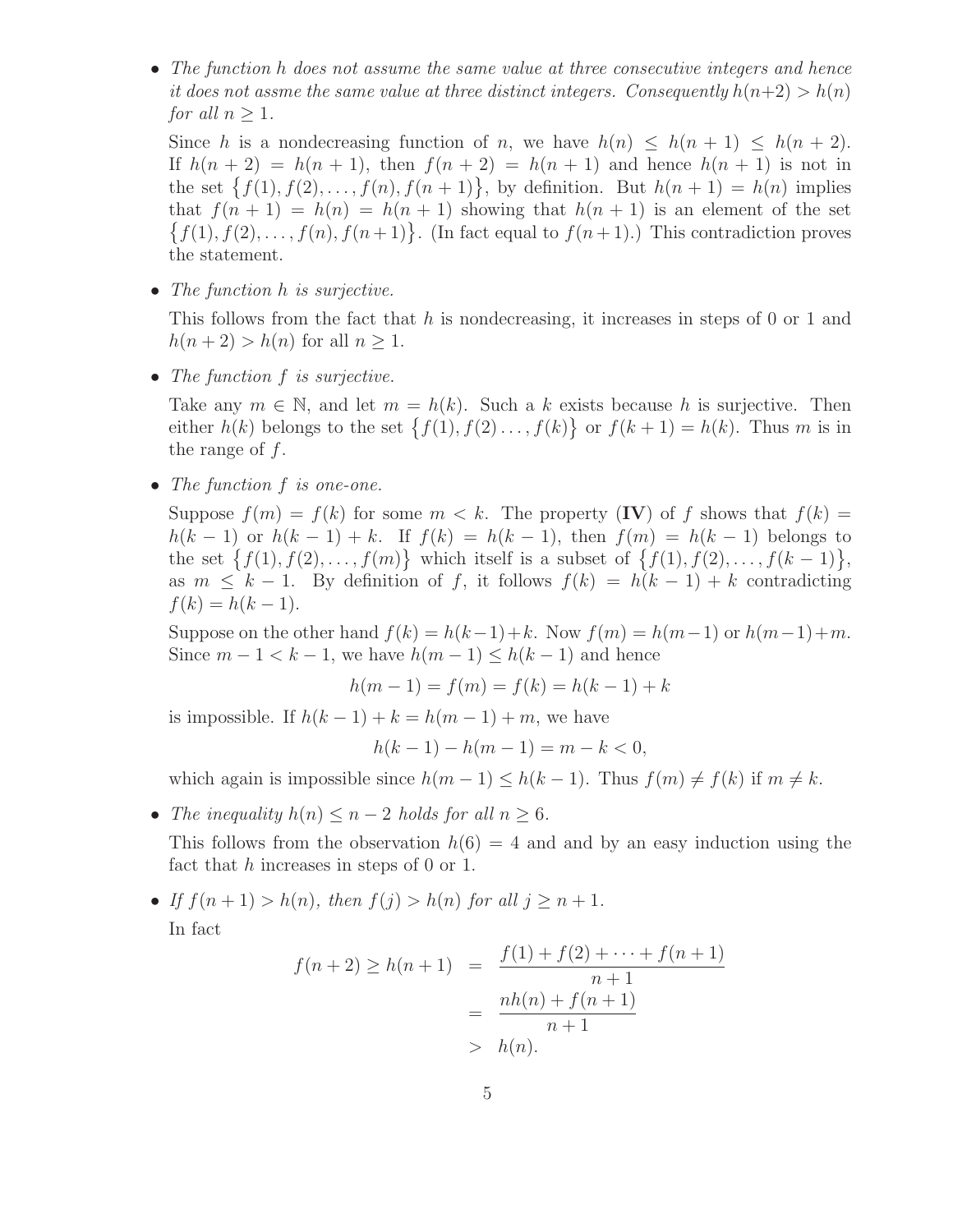- *The function $h$ does not assume the same value at three consecutive integers and hence it does not assme the same value at three distinct integers. Consequently $h(n+2) > h(n)$ for all $n \geq 1$.*

  Since $h$ is a nondecreasing function of $n$, we have $h(n) \leq h(n+1) \leq h(n+2)$. If $h(n+2) = h(n+1)$, then $f(n+2) = h(n+1)$ and hence $h(n+1)$ is not in the set $\{f(1), f(2), \ldots, f(n), f(n+1)\}$, by definition. But $h(n+1) = h(n)$ implies that $f(n+1) = h(n) = h(n+1)$ showing that $h(n+1)$ is an element of the set $\{f(1), f(2), \ldots, f(n), f(n+1)\}$. (In fact equal to $f(n+1)$.) This contradiction proves the statement.

- *The function $h$ is surjective.*

  This follows from the fact that $h$ is nondecreasing, it increases in steps of 0 or 1 and $h(n+2) > h(n)$ for all $n \geq 1$.

- *The function $f$ is surjective.*

  Take any $m \in \mathbb{N}$, and let $m = h(k)$. Such a $k$ exists because $h$ is surjective. Then either $h(k)$ belongs to the set $\{f(1), f(2) \ldots, f(k)\}$ or $f(k+1) = h(k)$. Thus $m$ is in the range of $f$.

- *The function $f$ is one-one.*

  Suppose $f(m) = f(k)$ for some $m < k$. The property (**IV**) of $f$ shows that $f(k) = h(k-1)$ or $h(k-1) + k$. If $f(k) = h(k-1)$, then $f(m) = h(k-1)$ belongs to the set $\{f(1), f(2), \ldots, f(m)\}$ which itself is a subset of $\{f(1), f(2), \ldots, f(k-1)\}$, as $m \leq k-1$. By definition of $f$, it follows $f(k) = h(k-1) + k$ contradicting $f(k) = h(k-1)$.

  Suppose on the other hand $f(k) = h(k-1)+k$. Now $f(m) = h(m-1)$ or $h(m-1)+m$. Since $m-1 < k-1$, we have $h(m-1) \leq h(k-1)$ and hence

  $$h(m-1) = f(m) = f(k) = h(k-1) + k$$

  is impossible. If $h(k-1) + k = h(m-1) + m$, we have

  $$h(k-1) - h(m-1) = m - k < 0,$$

  which again is impossible since $h(m-1) \leq h(k-1)$. Thus $f(m) \neq f(k)$ if $m \neq k$.

- *The inequality $h(n) \leq n - 2$ holds for all $n \geq 6$.*

  This follows from the observation $h(6) = 4$ and and by an easy induction using the fact that $h$ increases in steps of 0 or 1.

- *If $f(n+1) > h(n)$, then $f(j) > h(n)$ for all $j \geq n+1$.*

  In fact

  $$\begin{aligned} f(n+2) \geq h(n+1) &= \frac{f(1) + f(2) + \cdots + f(n+1)}{n+1} \\ &= \frac{nh(n) + f(n+1)}{n+1} \\ &> h(n). \end{aligned}$$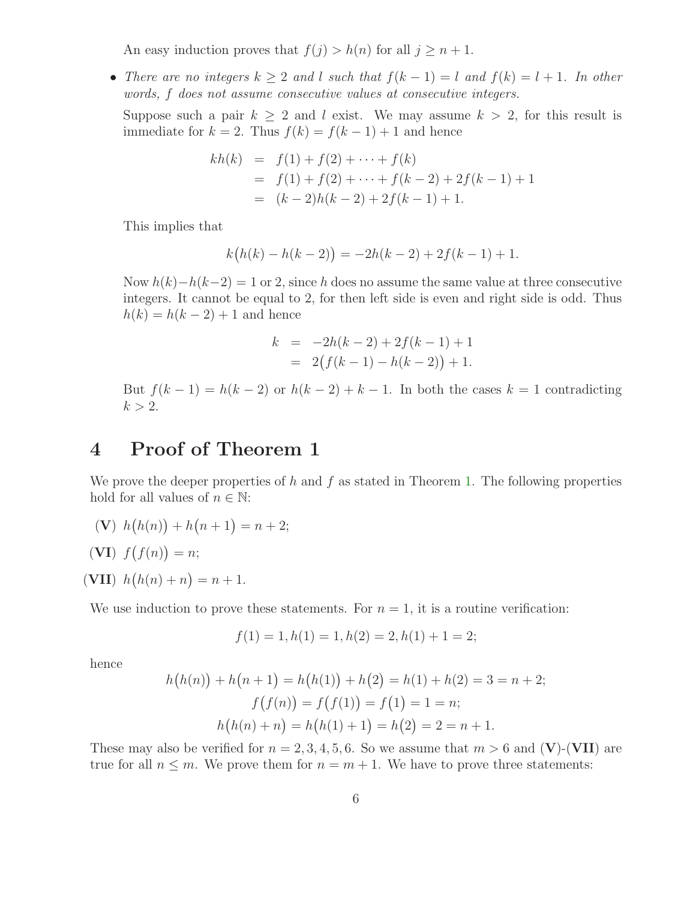An easy induction proves that $f(j) > h(n)$ for all $j \geq n+1$.

- *There are no integers $k \geq 2$ and $l$ such that $f(k-1) = l$ and $f(k) = l+1$. In other words, $f$ does not assume consecutive values at consecutive integers.*

  Suppose such a pair $k \geq 2$ and $l$ exist. We may assume $k > 2$, for this result is immediate for $k = 2$. Thus $f(k) = f(k-1) + 1$ and hence

$$
\begin{aligned}
kh(k) &= f(1) + f(2) + \cdots + f(k) \\
&= f(1) + f(2) + \cdots + f(k-2) + 2f(k-1) + 1 \\
&= (k-2)h(k-2) + 2f(k-1) + 1.
\end{aligned}
$$

  This implies that

$$
k\big(h(k) - h(k-2)\big) = -2h(k-2) + 2f(k-1) + 1.
$$

  Now $h(k) - h(k-2) = 1$ or $2$, since $h$ does no assume the same value at three consecutive integers. It cannot be equal to 2, for then left side is even and right side is odd. Thus $h(k) = h(k-2) + 1$ and hence

$$
\begin{aligned}
k &= -2h(k-2) + 2f(k-1) + 1 \\
&= 2\big(f(k-1) - h(k-2)\big) + 1.
\end{aligned}
$$

  But $f(k-1) = h(k-2)$ or $h(k-2) + k - 1$. In both the cases $k = 1$ contradicting $k > 2$.

# 4 Proof of Theorem 1

We prove the deeper properties of $h$ and $f$ as stated in Theorem 1. The following properties hold for all values of $n \in \mathbb{N}$:

**(V)** $h\big(h(n)\big) + h\big(n+1\big) = n+2$;

**(VI)** $f\big(f(n)\big) = n$;

**(VII)** $h\big(h(n) + n\big) = n+1$.

We use induction to prove these statements. For $n = 1$, it is a routine verification:

$$
f(1) = 1, h(1) = 1, h(2) = 2, h(1) + 1 = 2;
$$

hence

$$
h\big(h(n)\big) + h\big(n+1\big) = h\big(h(1)\big) + h\big(2\big) = h(1) + h(2) = 3 = n+2;
$$
$$
f\big(f(n)\big) = f\big(f(1)\big) = f\big(1\big) = 1 = n;
$$
$$
h\big(h(n) + n\big) = h\big(h(1) + 1\big) = h\big(2\big) = 2 = n+1.
$$

These may also be verified for $n = 2, 3, 4, 5, 6$. So we assume that $m > 6$ and **(V)**-**(VII)** are true for all $n \leq m$. We prove them for $n = m+1$. We have to prove three statements: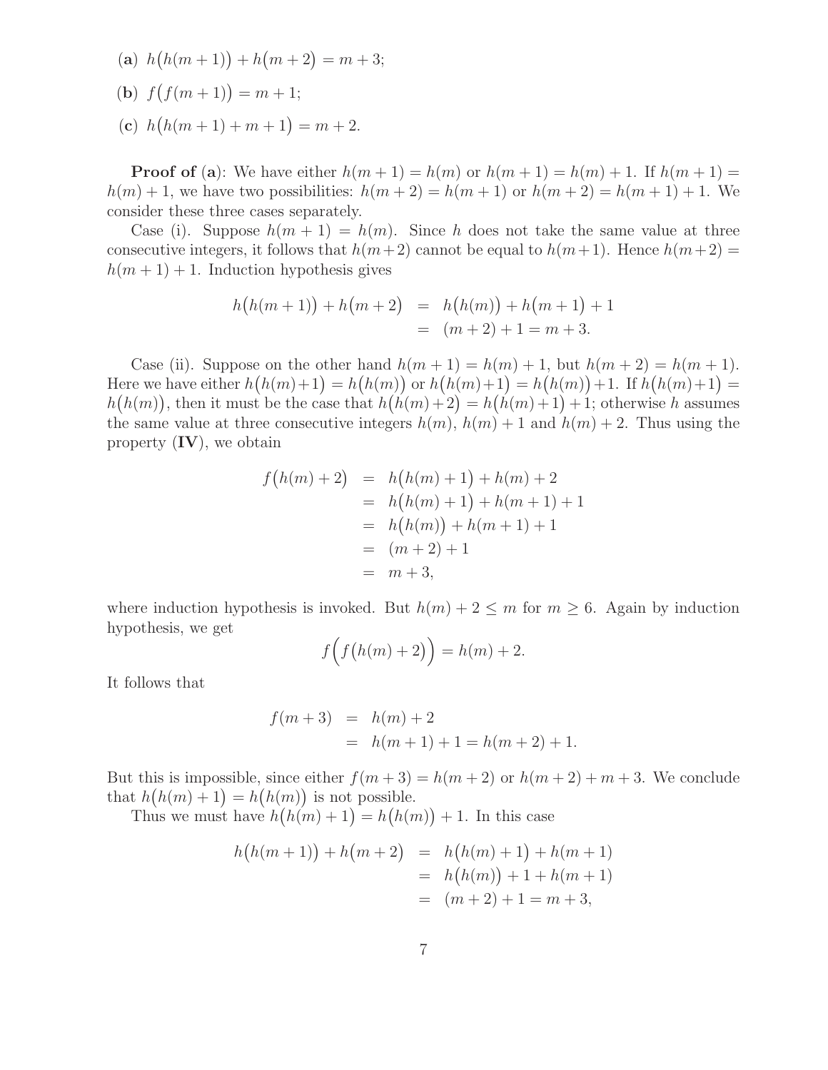(**a**) $h\big(h(m+1)\big) + h\big(m+2\big) = m+3$;

(**b**) $f\big(f(m+1)\big) = m+1$;

(**c**) $h\big(h(m+1)+m+1\big) = m+2$.

**Proof of (a)**: We have either $h(m+1) = h(m)$ or $h(m+1) = h(m)+1$. If $h(m+1) = h(m)+1$, we have two possibilities: $h(m+2) = h(m+1)$ or $h(m+2) = h(m+1)+1$. We consider these three cases separately.

Case (i). Suppose $h(m+1) = h(m)$. Since $h$ does not take the same value at three consecutive integers, it follows that $h(m+2)$ cannot be equal to $h(m+1)$. Hence $h(m+2) = h(m+1)+1$. Induction hypothesis gives

$$
\begin{aligned}
h\big(h(m+1)\big) + h\big(m+2\big) &= h\big(h(m)\big) + h\big(m+1\big) + 1 \\
&= (m+2)+1 = m+3.
\end{aligned}
$$

Case (ii). Suppose on the other hand $h(m+1) = h(m)+1$, but $h(m+2) = h(m+1)$. Here we have either $h\big(h(m)+1\big) = h\big(h(m)\big)$ or $h\big(h(m)+1\big) = h\big(h(m)\big)+1$. If $h\big(h(m)+1\big) = h\big(h(m)\big)$, then it must be the case that $h\big(h(m)+2\big) = h\big(h(m)+1\big)+1$; otherwise $h$ assumes the same value at three consecutive integers $h(m)$, $h(m)+1$ and $h(m)+2$. Thus using the property (**IV**), we obtain

$$
\begin{aligned}
f\big(h(m)+2\big) &= h\big(h(m)+1\big) + h(m)+2 \\
&= h\big(h(m)+1\big) + h(m+1)+1 \\
&= h\big(h(m)\big) + h(m+1)+1 \\
&= (m+2)+1 \\
&= m+3,
\end{aligned}
$$

where induction hypothesis is invoked. But $h(m)+2 \le m$ for $m \ge 6$. Again by induction hypothesis, we get

$$
f\Big(f\big(h(m)+2\big)\Big) = h(m)+2.
$$

It follows that

$$
\begin{aligned}
f(m+3) &= h(m)+2 \\
&= h(m+1)+1 = h(m+2)+1.
\end{aligned}
$$

But this is impossible, since either $f(m+3) = h(m+2)$ or $h(m+2)+m+3$. We conclude that $h\big(h(m)+1\big) = h\big(h(m)\big)$ is not possible.

Thus we must have $h\big(h(m)+1\big) = h\big(h(m)\big)+1$. In this case

$$
\begin{aligned}
h\big(h(m+1)\big) + h\big(m+2\big) &= h\big(h(m)+1\big) + h(m+1) \\
&= h\big(h(m)\big) + 1 + h(m+1) \\
&= (m+2)+1 = m+3,
\end{aligned}
$$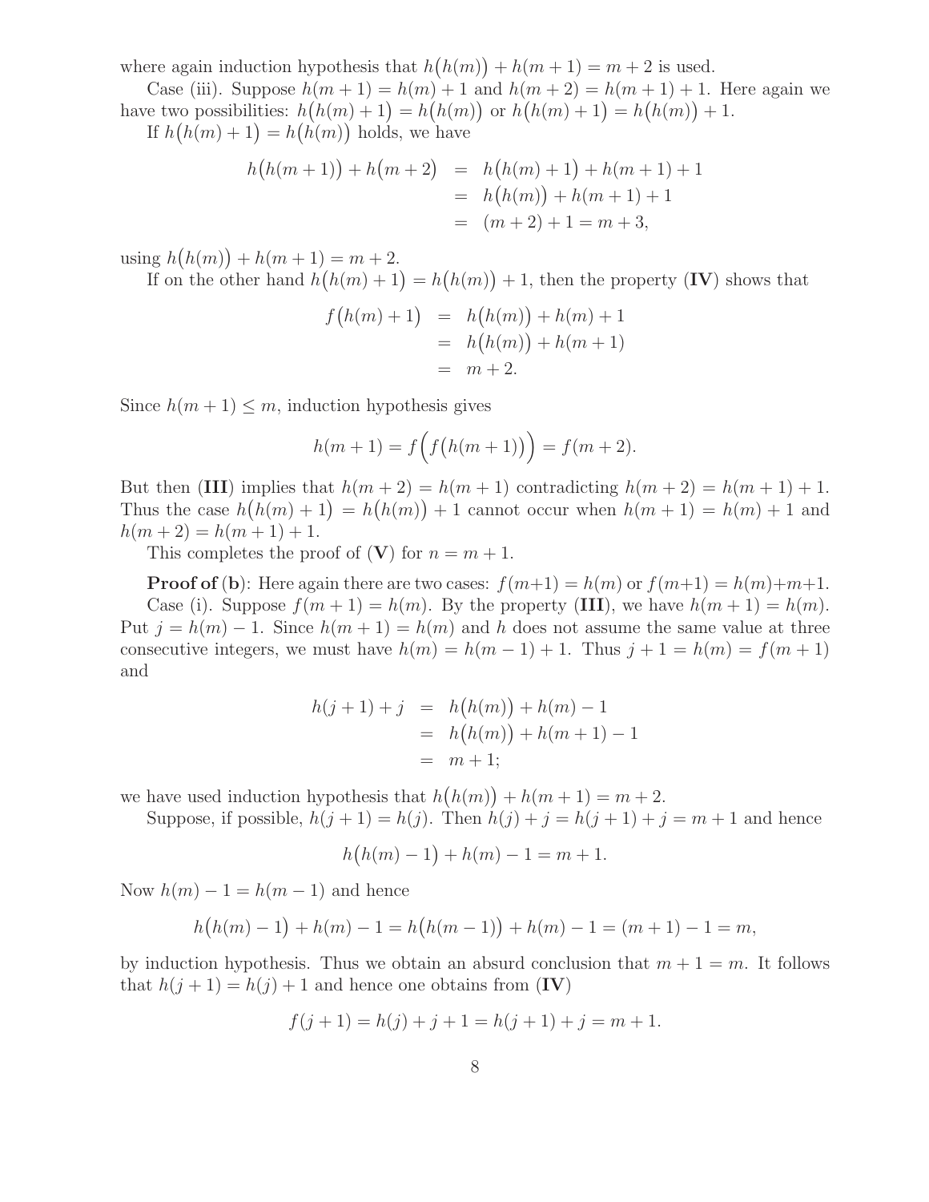where again induction hypothesis that $h\big(h(m)\big) + h(m+1) = m+2$ is used.

Case (iii). Suppose $h(m+1) = h(m)+1$ and $h(m+2) = h(m+1)+1$. Here again we have two possibilities: $h\big(h(m)+1\big) = h\big(h(m)\big)$ or $h\big(h(m)+1\big) = h\big(h(m)\big)+1$.

If $h\big(h(m)+1\big) = h\big(h(m)\big)$ holds, we have

$$
\begin{aligned}
h\big(h(m+1)\big) + h\big(m+2\big) &= h\big(h(m)+1\big) + h(m+1) + 1 \\
&= h\big(h(m)\big) + h(m+1) + 1 \\
&= (m+2) + 1 = m+3,
\end{aligned}
$$

using $h\big(h(m)\big) + h(m+1) = m+2$.

If on the other hand $h\big(h(m)+1\big) = h\big(h(m)\big)+1$, then the property (**IV**) shows that

$$
\begin{aligned}
f\big(h(m)+1\big) &= h\big(h(m)\big) + h(m) + 1 \\
&= h\big(h(m)\big) + h(m+1) \\
&= m+2.
\end{aligned}
$$

Since $h(m+1) \le m$, induction hypothesis gives

$$
h(m+1) = f\Big(f\big(h(m+1)\big)\Big) = f(m+2).
$$

But then (**III**) implies that $h(m+2) = h(m+1)$ contradicting $h(m+2) = h(m+1)+1$. Thus the case $h\big(h(m)+1\big) = h\big(h(m)\big)+1$ cannot occur when $h(m+1) = h(m)+1$ and $h(m+2) = h(m+1)+1$.

This completes the proof of (**V**) for $n = m+1$.

**Proof of (b)**: Here again there are two cases: $f(m+1) = h(m)$ or $f(m+1) = h(m)+m+1$.

Case (i). Suppose $f(m+1) = h(m)$. By the property (**III**), we have $h(m+1) = h(m)$. Put $j = h(m)-1$. Since $h(m+1) = h(m)$ and $h$ does not assume the same value at three consecutive integers, we must have $h(m) = h(m-1)+1$. Thus $j+1 = h(m) = f(m+1)$ and

$$
\begin{aligned}
h(j+1) + j &= h\big(h(m)\big) + h(m) - 1 \\
&= h\big(h(m)\big) + h(m+1) - 1 \\
&= m+1;
\end{aligned}
$$

we have used induction hypothesis that $h\big(h(m)\big) + h(m+1) = m+2$.

Suppose, if possible, $h(j+1) = h(j)$. Then $h(j) + j = h(j+1) + j = m+1$ and hence

$$
h\big(h(m)-1\big) + h(m) - 1 = m+1.
$$

Now $h(m)-1 = h(m-1)$ and hence

$$
h\big(h(m)-1\big) + h(m) - 1 = h\big(h(m-1)\big) + h(m) - 1 = (m+1) - 1 = m,
$$

by induction hypothesis. Thus we obtain an absurd conclusion that $m+1 = m$. It follows that $h(j+1) = h(j)+1$ and hence one obtains from (**IV**)

$$
f(j+1) = h(j) + j + 1 = h(j+1) + j = m+1.
$$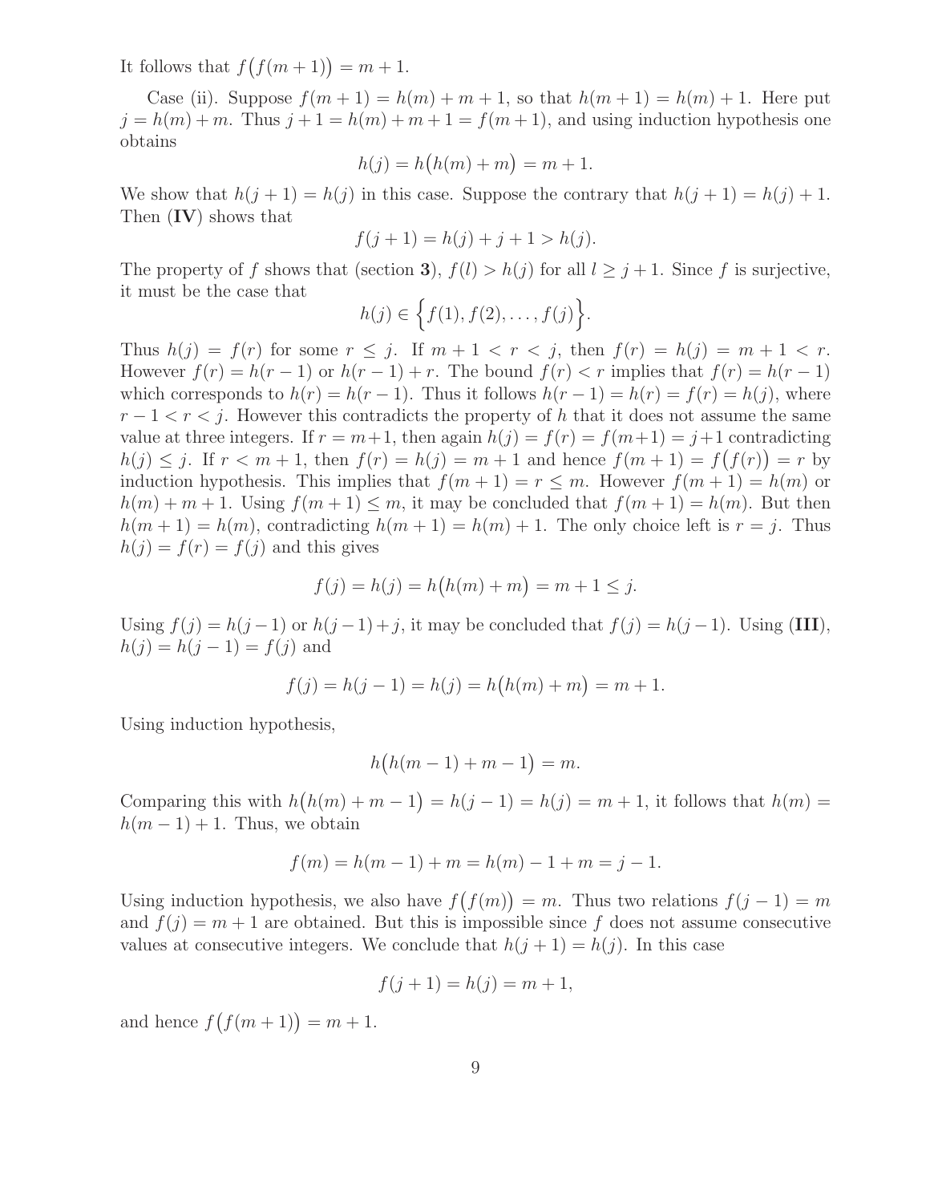It follows that $f\big(f(m+1)\big) = m+1$.

Case (ii). Suppose $f(m+1) = h(m) + m + 1$, so that $h(m+1) = h(m) + 1$. Here put $j = h(m) + m$. Thus $j + 1 = h(m) + m + 1 = f(m+1)$, and using induction hypothesis one obtains

$$h(j) = h\big(h(m) + m\big) = m + 1.$$

We show that $h(j+1) = h(j)$ in this case. Suppose the contrary that $h(j+1) = h(j) + 1$. Then (**IV**) shows that

$$f(j+1) = h(j) + j + 1 > h(j).$$

The property of $f$ shows that (section **3**), $f(l) > h(j)$ for all $l \geq j+1$. Since $f$ is surjective, it must be the case that

$$h(j) \in \Big\{f(1), f(2), \ldots, f(j)\Big\}.$$

Thus $h(j) = f(r)$ for some $r \leq j$. If $m + 1 < r < j$, then $f(r) = h(j) = m + 1 < r$. However $f(r) = h(r-1)$ or $h(r-1) + r$. The bound $f(r) < r$ implies that $f(r) = h(r-1)$ which corresponds to $h(r) = h(r-1)$. Thus it follows $h(r-1) = h(r) = f(r) = h(j)$, where $r - 1 < r < j$. However this contradicts the property of $h$ that it does not assume the same value at three integers. If $r = m+1$, then again $h(j) = f(r) = f(m+1) = j+1$ contradicting $h(j) \leq j$. If $r < m+1$, then $f(r) = h(j) = m+1$ and hence $f(m+1) = f\big(f(r)\big) = r$ by induction hypothesis. This implies that $f(m+1) = r \leq m$. However $f(m+1) = h(m)$ or $h(m) + m + 1$. Using $f(m+1) \leq m$, it may be concluded that $f(m+1) = h(m)$. But then $h(m+1) = h(m)$, contradicting $h(m+1) = h(m) + 1$. The only choice left is $r = j$. Thus $h(j) = f(r) = f(j)$ and this gives

$$f(j) = h(j) = h\big(h(m) + m\big) = m + 1 \leq j.$$

Using $f(j) = h(j-1)$ or $h(j-1) + j$, it may be concluded that $f(j) = h(j-1)$. Using (**III**), $h(j) = h(j-1) = f(j)$ and

$$f(j) = h(j-1) = h(j) = h\big(h(m) + m\big) = m + 1.$$

Using induction hypothesis,

$$h\big(h(m-1) + m - 1\big) = m.$$

Comparing this with $h\big(h(m) + m - 1\big) = h(j-1) = h(j) = m+1$, it follows that $h(m) = h(m-1) + 1$. Thus, we obtain

$$f(m) = h(m-1) + m = h(m) - 1 + m = j - 1.$$

Using induction hypothesis, we also have $f\big(f(m)\big) = m$. Thus two relations $f(j-1) = m$ and $f(j) = m+1$ are obtained. But this is impossible since $f$ does not assume consecutive values at consecutive integers. We conclude that $h(j+1) = h(j)$. In this case

$$f(j+1) = h(j) = m + 1,$$

and hence $f\big(f(m+1)\big) = m+1$.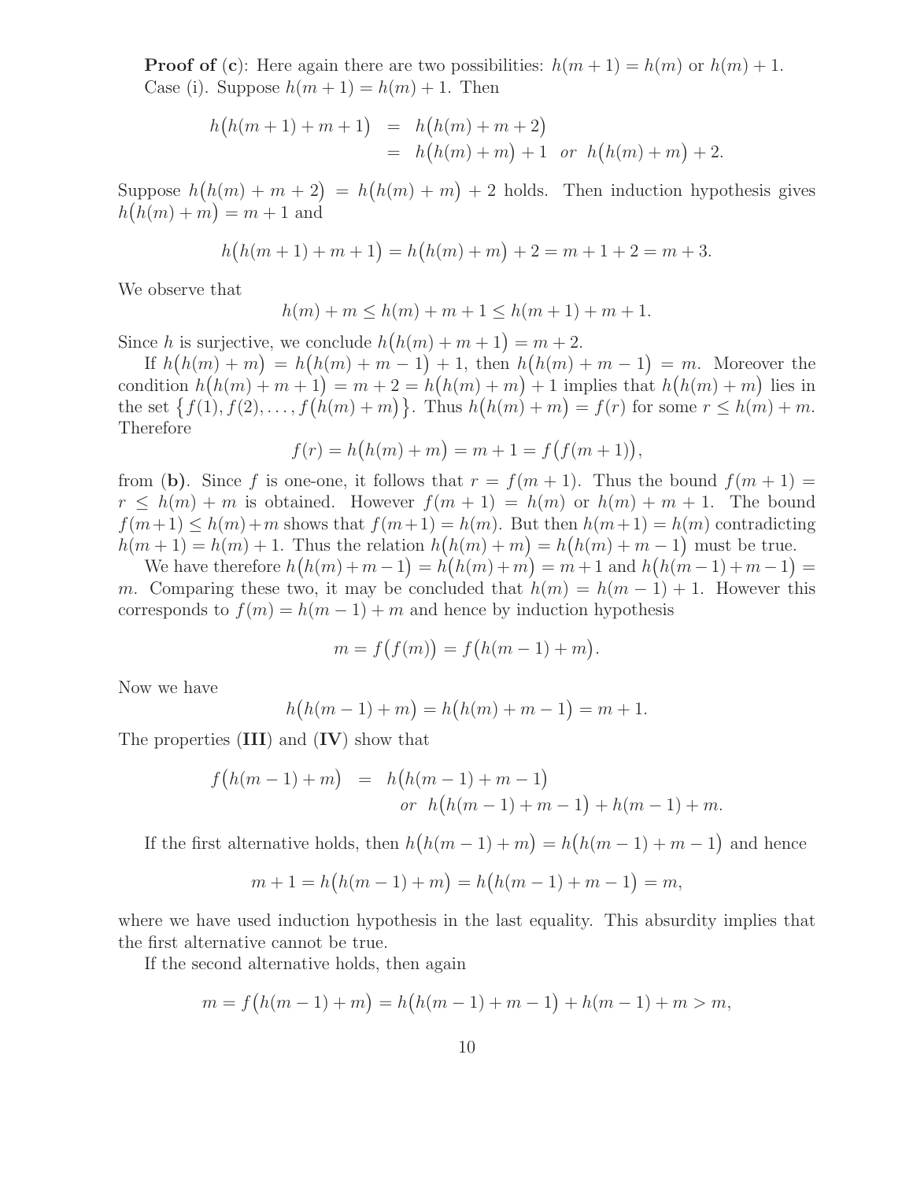**Proof of (c)**: Here again there are two possibilities: $h(m+1) = h(m)$ or $h(m)+1$. Case (i). Suppose $h(m+1) = h(m)+1$. Then

$$
\begin{aligned}
h\big(h(m+1)+m+1\big) &= h\big(h(m)+m+2\big) \\
&= h\big(h(m)+m\big)+1 \quad \textit{or} \quad h\big(h(m)+m\big)+2.
\end{aligned}
$$

Suppose $h\big(h(m)+m+2\big) = h\big(h(m)+m\big)+2$ holds. Then induction hypothesis gives $h\big(h(m)+m\big) = m+1$ and

$$
h\big(h(m+1)+m+1\big) = h\big(h(m)+m\big)+2 = m+1+2 = m+3.
$$

We observe that

$$
h(m)+m \leq h(m)+m+1 \leq h(m+1)+m+1.
$$

Since $h$ is surjective, we conclude $h\big(h(m)+m+1\big) = m+2$.

If $h\big(h(m)+m\big) = h\big(h(m)+m-1\big)+1$, then $h\big(h(m)+m-1\big) = m$. Moreover the condition $h\big(h(m)+m+1\big) = m+2 = h\big(h(m)+m\big)+1$ implies that $h\big(h(m)+m\big)$ lies in the set $\big\{f(1), f(2), \ldots, f\big(h(m)+m\big)\big\}$. Thus $h\big(h(m)+m\big) = f(r)$ for some $r \leq h(m)+m$. Therefore

$$
f(r) = h\big(h(m)+m\big) = m+1 = f\big(f(m+1)\big),
$$

from **(b)**. Since $f$ is one-one, it follows that $r = f(m+1)$. Thus the bound $f(m+1) = r \leq h(m)+m$ is obtained. However $f(m+1) = h(m)$ or $h(m)+m+1$. The bound $f(m+1) \leq h(m)+m$ shows that $f(m+1) = h(m)$. But then $h(m+1) = h(m)$ contradicting $h(m+1) = h(m)+1$. Thus the relation $h\big(h(m)+m\big) = h\big(h(m)+m-1\big)$ must be true.

We have therefore $h\big(h(m)+m-1\big) = h\big(h(m)+m\big) = m+1$ and $h\big(h(m-1)+m-1\big) = m$. Comparing these two, it may be concluded that $h(m) = h(m-1)+1$. However this corresponds to $f(m) = h(m-1)+m$ and hence by induction hypothesis

$$
m = f\big(f(m)\big) = f\big(h(m-1)+m\big).
$$

Now we have

$$
h\big(h(m-1)+m\big) = h\big(h(m)+m-1\big) = m+1.
$$

The properties (**III**) and (**IV**) show that

$$
\begin{aligned}
f\big(h(m-1)+m\big) &= h\big(h(m-1)+m-1\big) \\
&\quad \textit{or} \quad h\big(h(m-1)+m-1\big)+h(m-1)+m.
\end{aligned}
$$

If the first alternative holds, then $h\big(h(m-1)+m\big) = h\big(h(m-1)+m-1\big)$ and hence

$$
m+1 = h\big(h(m-1)+m\big) = h\big(h(m-1)+m-1\big) = m,
$$

where we have used induction hypothesis in the last equality. This absurdity implies that the first alternative cannot be true.

If the second alternative holds, then again

$$
m = f\big(h(m-1)+m\big) = h\big(h(m-1)+m-1\big)+h(m-1)+m > m,
$$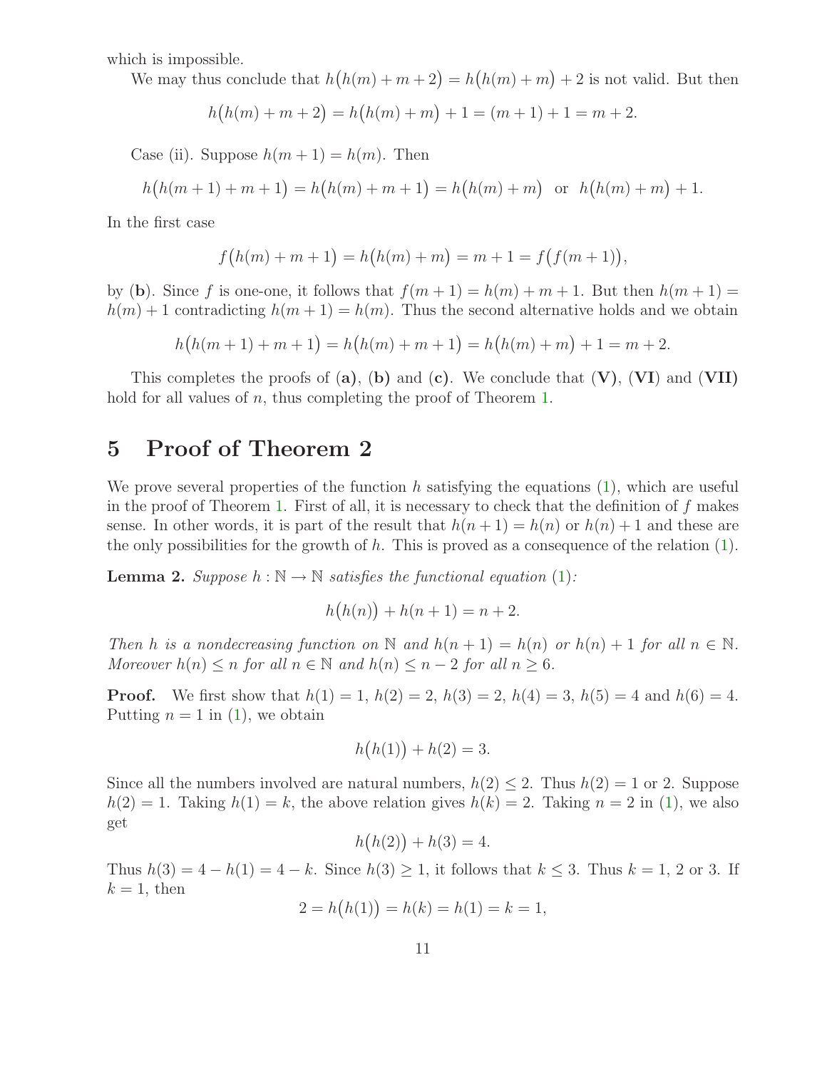which is impossible.

We may thus conclude that $h\big(h(m)+m+2\big) = h\big(h(m)+m\big)+2$ is not valid. But then

$$h\big(h(m)+m+2\big) = h\big(h(m)+m\big)+1 = (m+1)+1 = m+2.$$

Case (ii). Suppose $h(m+1) = h(m)$. Then

$$h\big(h(m+1)+m+1\big) = h\big(h(m)+m+1\big) = h\big(h(m)+m\big) \ \text{ or } \ h\big(h(m)+m\big)+1.$$

In the first case

$$f\big(h(m)+m+1\big) = h\big(h(m)+m\big) = m+1 = f\big(f(m+1)\big),$$

by (**b**). Since $f$ is one-one, it follows that $f(m+1) = h(m)+m+1$. But then $h(m+1) = h(m)+1$ contradicting $h(m+1) = h(m)$. Thus the second alternative holds and we obtain

$$h\big(h(m+1)+m+1\big) = h\big(h(m)+m+1\big) = h\big(h(m)+m\big)+1 = m+2.$$

This completes the proofs of (**a**), (**b**) and (**c**). We conclude that (**V**), (**VI**) and (**VII**) hold for all values of $n$, thus completing the proof of Theorem 1.

# 5 Proof of Theorem 2

We prove several properties of the function $h$ satisfying the equations (1), which are useful in the proof of Theorem 1. First of all, it is necessary to check that the definition of $f$ makes sense. In other words, it is part of the result that $h(n+1) = h(n)$ or $h(n)+1$ and these are the only possibilities for the growth of $h$. This is proved as a consequence of the relation (1).

**Lemma 2.** *Suppose $h : \mathbb{N} \to \mathbb{N}$ satisfies the functional equation (1):*

$$h\big(h(n)\big) + h(n+1) = n+2.$$

*Then $h$ is a nondecreasing function on $\mathbb{N}$ and $h(n+1) = h(n)$ or $h(n)+1$ for all $n \in \mathbb{N}$. Moreover $h(n) \leq n$ for all $n \in \mathbb{N}$ and $h(n) \leq n-2$ for all $n \geq 6$.*

**Proof.** We first show that $h(1) = 1$, $h(2) = 2$, $h(3) = 2$, $h(4) = 3$, $h(5) = 4$ and $h(6) = 4$. Putting $n = 1$ in (1), we obtain

$$h\big(h(1)\big) + h(2) = 3.$$

Since all the numbers involved are natural numbers, $h(2) \leq 2$. Thus $h(2) = 1$ or 2. Suppose $h(2) = 1$. Taking $h(1) = k$, the above relation gives $h(k) = 2$. Taking $n = 2$ in (1), we also get

$$h\big(h(2)\big) + h(3) = 4.$$

Thus $h(3) = 4 - h(1) = 4 - k$. Since $h(3) \geq 1$, it follows that $k \leq 3$. Thus $k = 1$, 2 or 3. If $k = 1$, then

$$2 = h\big(h(1)\big) = h(k) = h(1) = k = 1,$$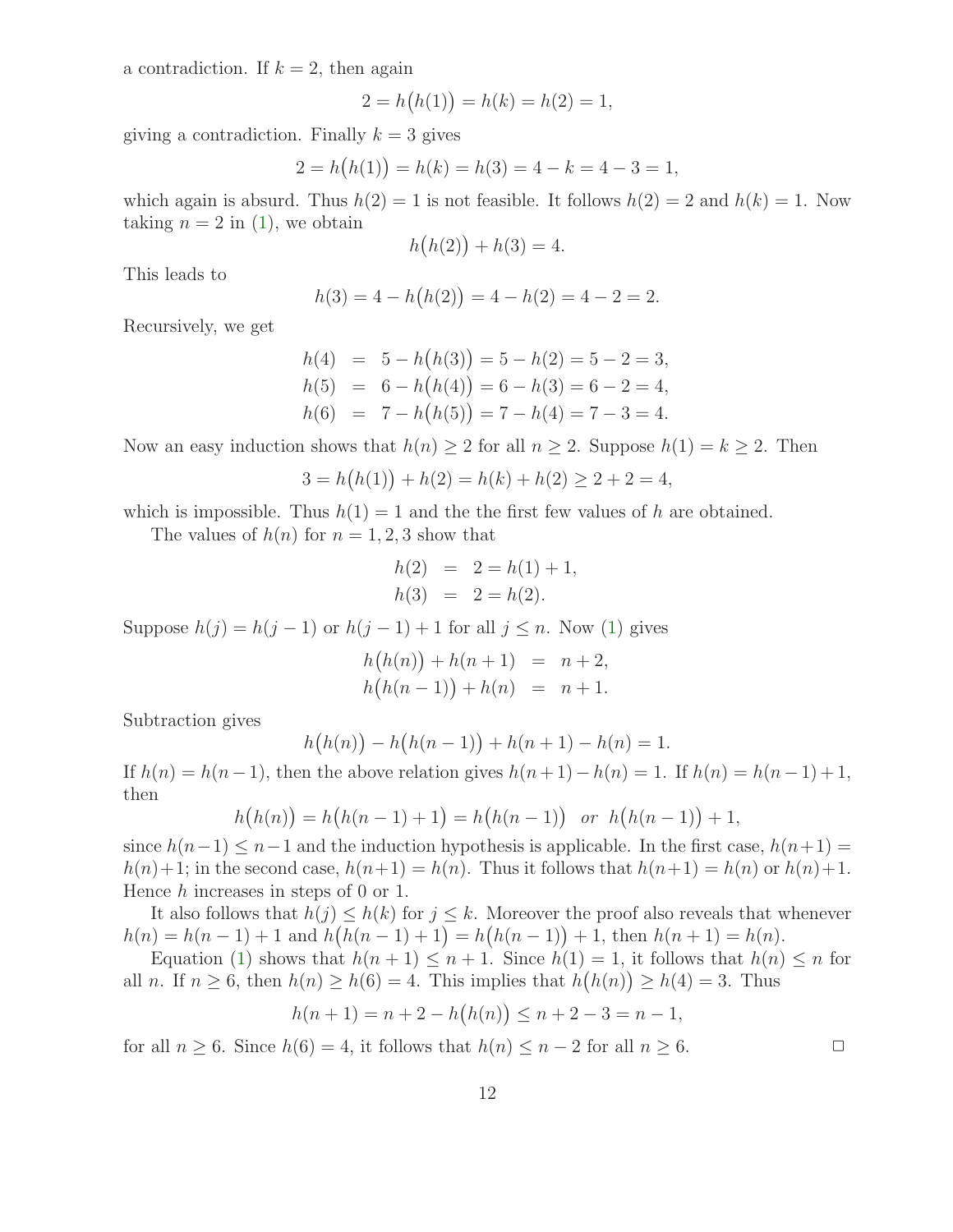a contradiction. If $k = 2$, then again

$$2 = h\big(h(1)\big) = h(k) = h(2) = 1,$$

giving a contradiction. Finally $k = 3$ gives

$$2 = h\big(h(1)\big) = h(k) = h(3) = 4 - k = 4 - 3 = 1,$$

which again is absurd. Thus $h(2) = 1$ is not feasible. It follows $h(2) = 2$ and $h(k) = 1$. Now taking $n = 2$ in (1), we obtain

$$h\big(h(2)\big) + h(3) = 4.$$

This leads to

$$h(3) = 4 - h\big(h(2)\big) = 4 - h(2) = 4 - 2 = 2.$$

Recursively, we get

$$\begin{aligned}
h(4) &= 5 - h\big(h(3)\big) = 5 - h(2) = 5 - 2 = 3, \\
h(5) &= 6 - h\big(h(4)\big) = 6 - h(3) = 6 - 2 = 4, \\
h(6) &= 7 - h\big(h(5)\big) = 7 - h(4) = 7 - 3 = 4.
\end{aligned}$$

Now an easy induction shows that $h(n) \geq 2$ for all $n \geq 2$. Suppose $h(1) = k \geq 2$. Then

$$3 = h\big(h(1)\big) + h(2) = h(k) + h(2) \geq 2 + 2 = 4,$$

which is impossible. Thus $h(1) = 1$ and the the first few values of $h$ are obtained.

The values of $h(n)$ for $n = 1, 2, 3$ show that

$$\begin{aligned}
h(2) &= 2 = h(1) + 1, \\
h(3) &= 2 = h(2).
\end{aligned}$$

Suppose $h(j) = h(j-1)$ or $h(j-1) + 1$ for all $j \leq n$. Now (1) gives

$$\begin{aligned}
h\big(h(n)\big) + h(n+1) &= n + 2, \\
h\big(h(n-1)\big) + h(n) &= n + 1.
\end{aligned}$$

Subtraction gives

$$h\big(h(n)\big) - h\big(h(n-1)\big) + h(n+1) - h(n) = 1.$$

If $h(n) = h(n-1)$, then the above relation gives $h(n+1) - h(n) = 1$. If $h(n) = h(n-1) + 1$, then

$$h\big(h(n)\big) = h\big(h(n-1) + 1\big) = h\big(h(n-1)\big) \quad or \quad h\big(h(n-1)\big) + 1,$$

since $h(n-1) \leq n-1$ and the induction hypothesis is applicable. In the first case, $h(n+1) = h(n)+1$; in the second case, $h(n+1) = h(n)$. Thus it follows that $h(n+1) = h(n)$ or $h(n)+1$. Hence $h$ increases in steps of 0 or 1.

It also follows that $h(j) \leq h(k)$ for $j \leq k$. Moreover the proof also reveals that whenever $h(n) = h(n-1) + 1$ and $h\big(h(n-1) + 1\big) = h\big(h(n-1)\big) + 1$, then $h(n+1) = h(n)$.

Equation (1) shows that $h(n+1) \leq n + 1$. Since $h(1) = 1$, it follows that $h(n) \leq n$ for all $n$. If $n \geq 6$, then $h(n) \geq h(6) = 4$. This implies that $h\big(h(n)\big) \geq h(4) = 3$. Thus

$$h(n+1) = n + 2 - h\big(h(n)\big) \leq n + 2 - 3 = n - 1,$$

for all $n \geq 6$. Since $h(6) = 4$, it follows that $h(n) \leq n - 2$ for all $n \geq 6$. □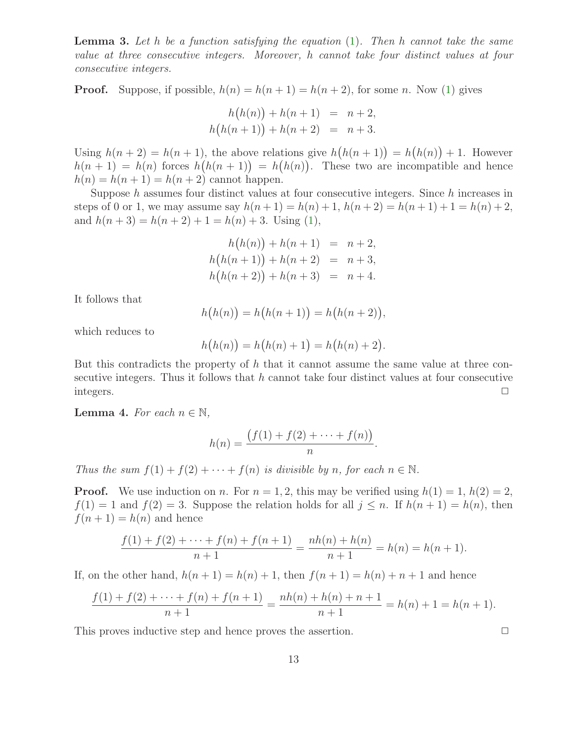**Lemma 3.** *Let $h$ be a function satisfying the equation (1). Then $h$ cannot take the same value at three consecutive integers. Moreover, $h$ cannot take four distinct values at four consecutive integers.*

**Proof.** Suppose, if possible, $h(n) = h(n+1) = h(n+2)$, for some $n$. Now (1) gives

$$\begin{aligned} h\big(h(n)\big) + h(n+1) &= n+2, \\ h\big(h(n+1)\big) + h(n+2) &= n+3. \end{aligned}$$

Using $h(n+2) = h(n+1)$, the above relations give $h\big(h(n+1)\big) = h\big(h(n)\big) + 1$. However $h(n+1) = h(n)$ forces $h\big(h(n+1)\big) = h\big(h(n)\big)$. These two are incompatible and hence $h(n) = h(n+1) = h(n+2)$ cannot happen.

Suppose $h$ assumes four distinct values at four consecutive integers. Since $h$ increases in steps of 0 or 1, we may assume say $h(n+1) = h(n)+1$, $h(n+2) = h(n+1)+1 = h(n)+2$, and $h(n+3) = h(n+2)+1 = h(n)+3$. Using (1),

$$\begin{aligned} h\big(h(n)\big) + h(n+1) &= n+2, \\ h\big(h(n+1)\big) + h(n+2) &= n+3, \\ h\big(h(n+2)\big) + h(n+3) &= n+4. \end{aligned}$$

It follows that

$$h\big(h(n)\big) = h\big(h(n+1)\big) = h\big(h(n+2)\big),$$

which reduces to

$$h\big(h(n)\big) = h\big(h(n)+1\big) = h\big(h(n)+2\big).$$

But this contradicts the property of $h$ that it cannot assume the same value at three consecutive integers. Thus it follows that $h$ cannot take four distinct values at four consecutive integers. □

**Lemma 4.** *For each $n \in \mathbb{N}$,*

$$h(n) = \frac{\big(f(1) + f(2) + \cdots + f(n)\big)}{n}.$$

*Thus the sum $f(1) + f(2) + \cdots + f(n)$ is divisible by $n$, for each $n \in \mathbb{N}$.*

**Proof.** We use induction on $n$. For $n = 1, 2$, this may be verified using $h(1) = 1$, $h(2) = 2$, $f(1) = 1$ and $f(2) = 3$. Suppose the relation holds for all $j \le n$. If $h(n+1) = h(n)$, then $f(n+1) = h(n)$ and hence

$$\frac{f(1) + f(2) + \cdots + f(n) + f(n+1)}{n+1} = \frac{nh(n) + h(n)}{n+1} = h(n) = h(n+1).$$

If, on the other hand, $h(n+1) = h(n) + 1$, then $f(n+1) = h(n) + n + 1$ and hence

$$\frac{f(1) + f(2) + \cdots + f(n) + f(n+1)}{n+1} = \frac{nh(n) + h(n) + n + 1}{n+1} = h(n) + 1 = h(n+1).$$

This proves inductive step and hence proves the assertion. □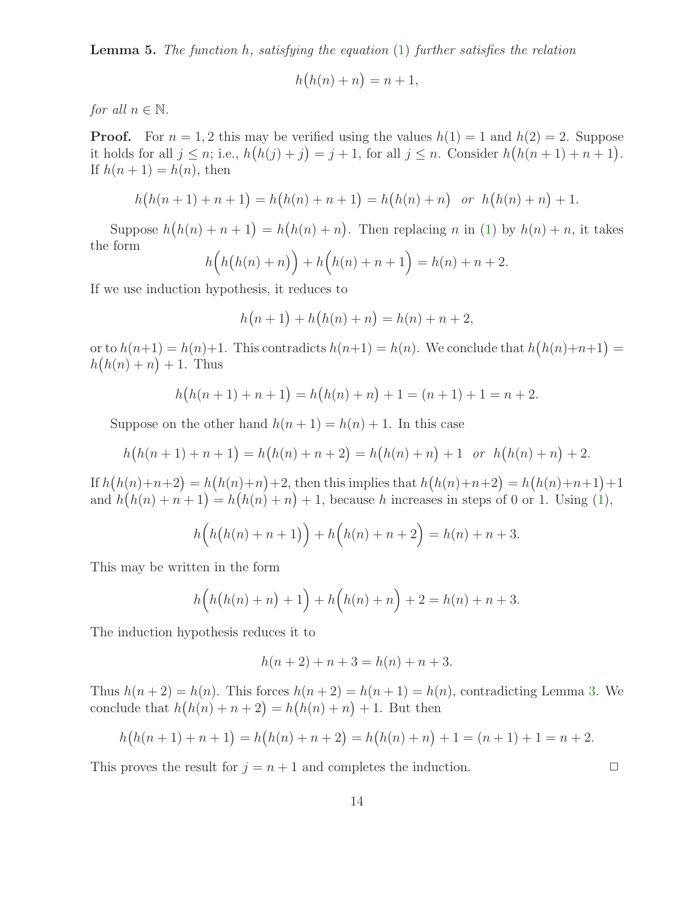**Lemma 5.** *The function $h$, satisfying the equation (1) further satisfies the relation*

$$h\big(h(n) + n\big) = n + 1,$$

*for all $n \in \mathbb{N}$.*

**Proof.** For $n = 1, 2$ this may be verified using the values $h(1) = 1$ and $h(2) = 2$. Suppose it holds for all $j \leq n$; i.e., $h\big(h(j) + j\big) = j + 1$, for all $j \leq n$. Consider $h\big(h(n+1) + n + 1\big)$. If $h(n+1) = h(n)$, then

$$h\big(h(n+1) + n + 1\big) = h\big(h(n) + n + 1\big) = h\big(h(n) + n\big) \quad or \quad h\big(h(n) + n\big) + 1.$$

Suppose $h\big(h(n) + n + 1\big) = h\big(h(n) + n\big)$. Then replacing $n$ in (1) by $h(n) + n$, it takes the form

$$h\Big(h\big(h(n) + n\big)\Big) + h\Big(h(n) + n + 1\Big) = h(n) + n + 2.$$

If we use induction hypothesis, it reduces to

$$h\big(n + 1\big) + h\big(h(n) + n\big) = h(n) + n + 2,$$

or to $h(n+1) = h(n)+1$. This contradicts $h(n+1) = h(n)$. We conclude that $h\big(h(n)+n+1\big) = h\big(h(n) + n\big) + 1$. Thus

$$h\big(h(n+1) + n + 1\big) = h\big(h(n) + n\big) + 1 = (n + 1) + 1 = n + 2.$$

Suppose on the other hand $h(n + 1) = h(n) + 1$. In this case

$$h\big(h(n+1) + n + 1\big) = h\big(h(n) + n + 2\big) = h\big(h(n) + n\big) + 1 \quad or \quad h\big(h(n) + n\big) + 2.$$

If $h\big(h(n)+n+2\big) = h\big(h(n)+n\big)+2$, then this implies that $h\big(h(n)+n+2\big) = h\big(h(n)+n+1\big)+1$ and $h\big(h(n) + n + 1\big) = h\big(h(n) + n\big) + 1$, because $h$ increases in steps of 0 or 1. Using (1),

$$h\Big(h\big(h(n) + n + 1\big)\Big) + h\Big(h(n) + n + 2\Big) = h(n) + n + 3.$$

This may be written in the form

$$h\Big(h\big(h(n) + n\big) + 1\Big) + h\Big(h(n) + n\Big) + 2 = h(n) + n + 3.$$

The induction hypothesis reduces it to

$$h(n + 2) + n + 3 = h(n) + n + 3.$$

Thus $h(n + 2) = h(n)$. This forces $h(n + 2) = h(n + 1) = h(n)$, contradicting Lemma 3. We conclude that $h\big(h(n) + n + 2\big) = h\big(h(n) + n\big) + 1$. But then

$$h\big(h(n + 1) + n + 1\big) = h\big(h(n) + n + 2\big) = h\big(h(n) + n\big) + 1 = (n + 1) + 1 = n + 2.$$

This proves the result for $j = n + 1$ and completes the induction. □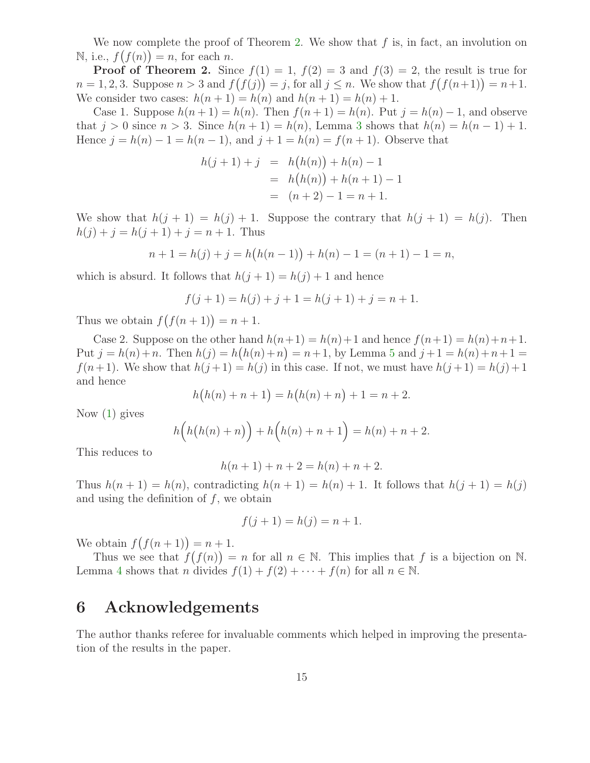We now complete the proof of Theorem 2. We show that $f$ is, in fact, an involution on $\mathbb{N}$, i.e., $f\big(f(n)\big) = n$, for each $n$.

**Proof of Theorem 2.** Since $f(1) = 1$, $f(2) = 3$ and $f(3) = 2$, the result is true for $n = 1, 2, 3$. Suppose $n > 3$ and $f\big(f(j)\big) = j$, for all $j \leq n$. We show that $f\big(f(n+1)\big) = n+1$. We consider two cases: $h(n+1) = h(n)$ and $h(n+1) = h(n) + 1$.

Case 1. Suppose $h(n+1) = h(n)$. Then $f(n+1) = h(n)$. Put $j = h(n) - 1$, and observe that $j > 0$ since $n > 3$. Since $h(n+1) = h(n)$, Lemma 3 shows that $h(n) = h(n-1) + 1$. Hence $j = h(n) - 1 = h(n-1)$, and $j + 1 = h(n) = f(n+1)$. Observe that

$$\begin{aligned}
h(j+1) + j &= h\big(h(n)\big) + h(n) - 1 \\
&= h\big(h(n)\big) + h(n+1) - 1 \\
&= (n+2) - 1 = n+1.
\end{aligned}$$

We show that $h(j+1) = h(j) + 1$. Suppose the contrary that $h(j+1) = h(j)$. Then $h(j) + j = h(j+1) + j = n + 1$. Thus

$$n + 1 = h(j) + j = h\big(h(n-1)\big) + h(n) - 1 = (n+1) - 1 = n,$$

which is absurd. It follows that $h(j+1) = h(j) + 1$ and hence

$$f(j+1) = h(j) + j + 1 = h(j+1) + j = n + 1.$$

Thus we obtain $f\big(f(n+1)\big) = n + 1$.

Case 2. Suppose on the other hand $h(n+1) = h(n)+1$ and hence $f(n+1) = h(n)+n+1$. Put $j = h(n)+n$. Then $h(j) = h\big(h(n)+n\big) = n+1$, by Lemma 5 and $j+1 = h(n)+n+1 = f(n+1)$. We show that $h(j+1) = h(j)$ in this case. If not, we must have $h(j+1) = h(j)+1$ and hence

$$h\big(h(n) + n + 1\big) = h\big(h(n) + n\big) + 1 = n + 2.$$

Now (1) gives

$$h\Big(h\big(h(n) + n\big)\Big) + h\Big(h(n) + n + 1\Big) = h(n) + n + 2.$$

This reduces to

$$h(n+1) + n + 2 = h(n) + n + 2.$$

Thus $h(n+1) = h(n)$, contradicting $h(n+1) = h(n) + 1$. It follows that $h(j+1) = h(j)$ and using the definition of $f$, we obtain

$$f(j+1) = h(j) = n + 1.$$

We obtain $f\big(f(n+1)\big) = n + 1$.

Thus we see that $f\big(f(n)\big) = n$ for all $n \in \mathbb{N}$. This implies that $f$ is a bijection on $\mathbb{N}$. Lemma 4 shows that $n$ divides $f(1) + f(2) + \cdots + f(n)$ for all $n \in \mathbb{N}$.

## 6 Acknowledgements

The author thanks referee for invaluable comments which helped in improving the presentation of the results in the paper.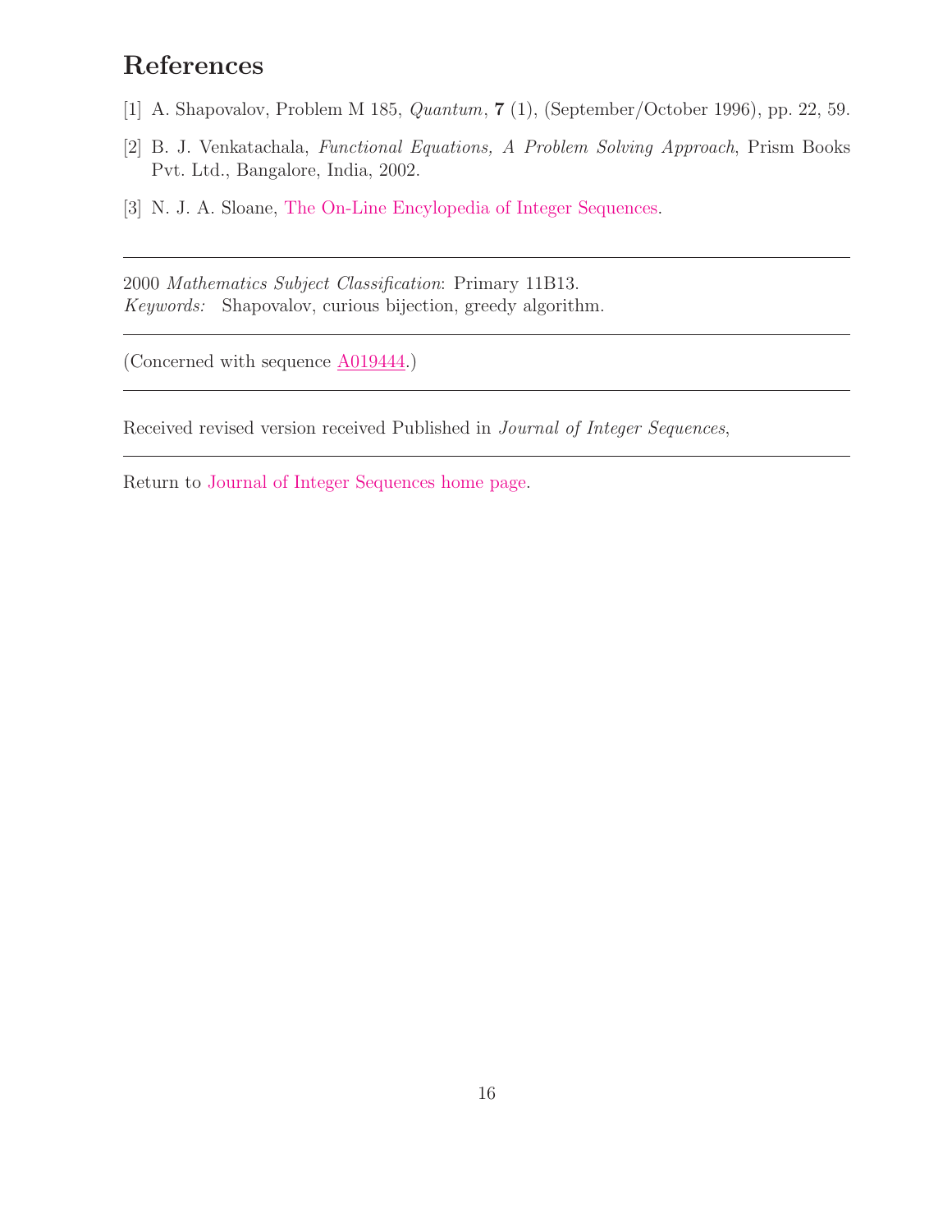## References

[1] A. Shapovalov, Problem M 185, *Quantum*, **7** (1), (September/October 1996), pp. 22, 59.

[2] B. J. Venkatachala, *Functional Equations, A Problem Solving Approach*, Prism Books Pvt. Ltd., Bangalore, India, 2002.

[3] N. J. A. Sloane, The On-Line Encyclopedia of Integer Sequences.

---

2000 *Mathematics Subject Classification*: Primary 11B13.
*Keywords:* Shapovalov, curious bijection, greedy algorithm.

---

(Concerned with sequence A019444.)

---

Received revised version received Published in *Journal of Integer Sequences*,

---

Return to Journal of Integer Sequences home page.